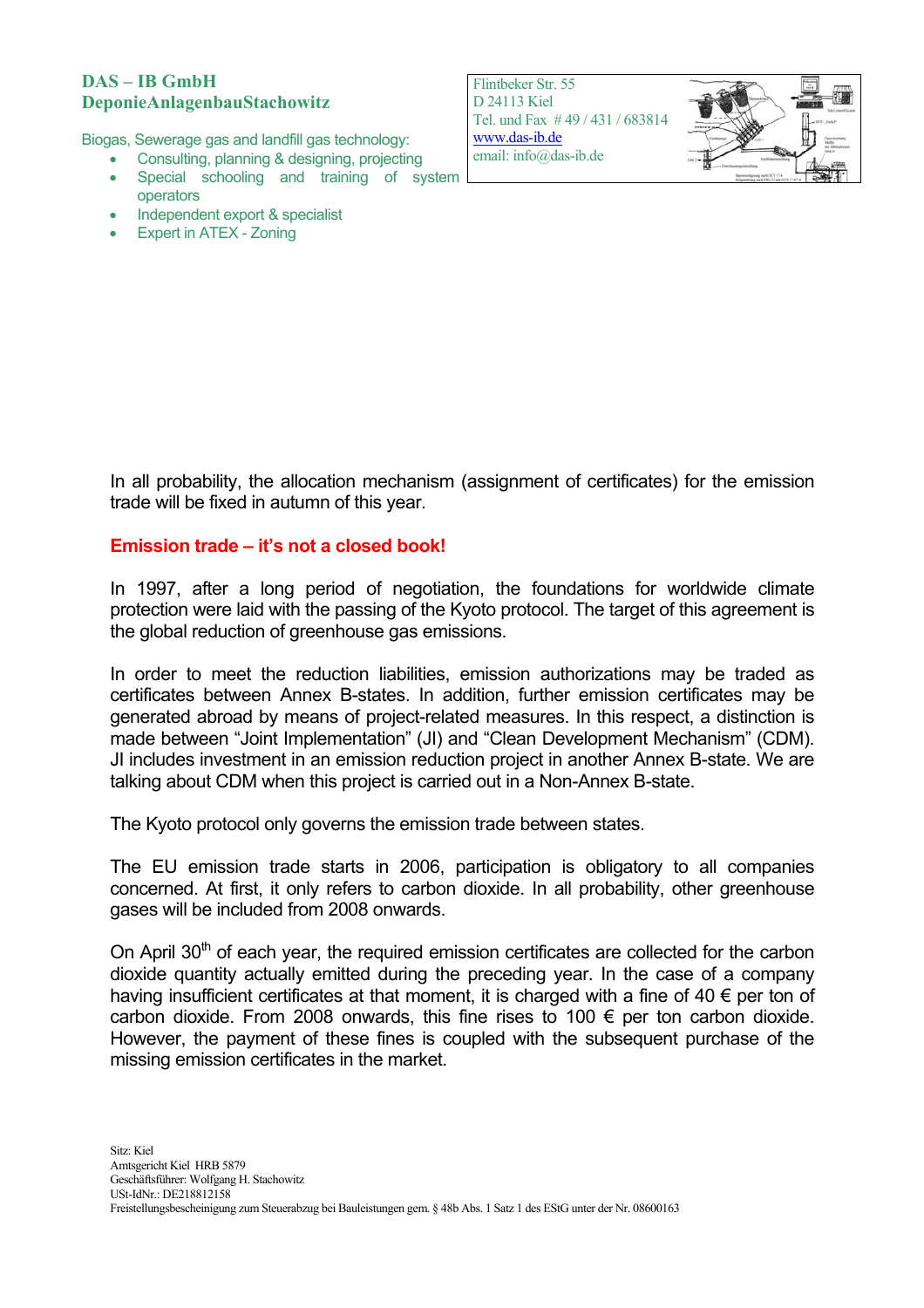**DAS – IB GmbH**
**DeponieAnlagenbauStachowitz**

Biogas, Sewerage gas and landfill gas technology:

- Consulting, planning & designing, projecting
- Special schooling and training of system operators
- Independent export & specialist
- Expert in ATEX - Zoning

Flintbeker Str. 55
D 24113 Kiel
Tel. und Fax # 49 / 431 / 683814
www.das-ib.de
email: info@das-ib.de

In all probability, the allocation mechanism (assignment of certificates) for the emission trade will be fixed in autumn of this year.

## Emission trade – it's not a closed book!

In 1997, after a long period of negotiation, the foundations for worldwide climate protection were laid with the passing of the Kyoto protocol. The target of this agreement is the global reduction of greenhouse gas emissions.

In order to meet the reduction liabilities, emission authorizations may be traded as certificates between Annex B-states. In addition, further emission certificates may be generated abroad by means of project-related measures. In this respect, a distinction is made between "Joint Implementation" (JI) and "Clean Development Mechanism" (CDM). JI includes investment in an emission reduction project in another Annex B-state. We are talking about CDM when this project is carried out in a Non-Annex B-state.

The Kyoto protocol only governs the emission trade between states.

The EU emission trade starts in 2006, participation is obligatory to all companies concerned. At first, it only refers to carbon dioxide. In all probability, other greenhouse gases will be included from 2008 onwards.

On April 30th of each year, the required emission certificates are collected for the carbon dioxide quantity actually emitted during the preceding year. In the case of a company having insufficient certificates at that moment, it is charged with a fine of 40 € per ton of carbon dioxide. From 2008 onwards, this fine rises to 100 € per ton carbon dioxide. However, the payment of these fines is coupled with the subsequent purchase of the missing emission certificates in the market.

Sitz: Kiel
Amtsgericht Kiel HRB 5879
Geschäftsführer: Wolfgang H. Stachowitz
USt-IdNr.: DE218812158
Freistellungsbescheinigung zum Steuerabzug bei Bauleistungen gem. § 48b Abs. 1 Satz 1 des EStG unter der Nr. 08600163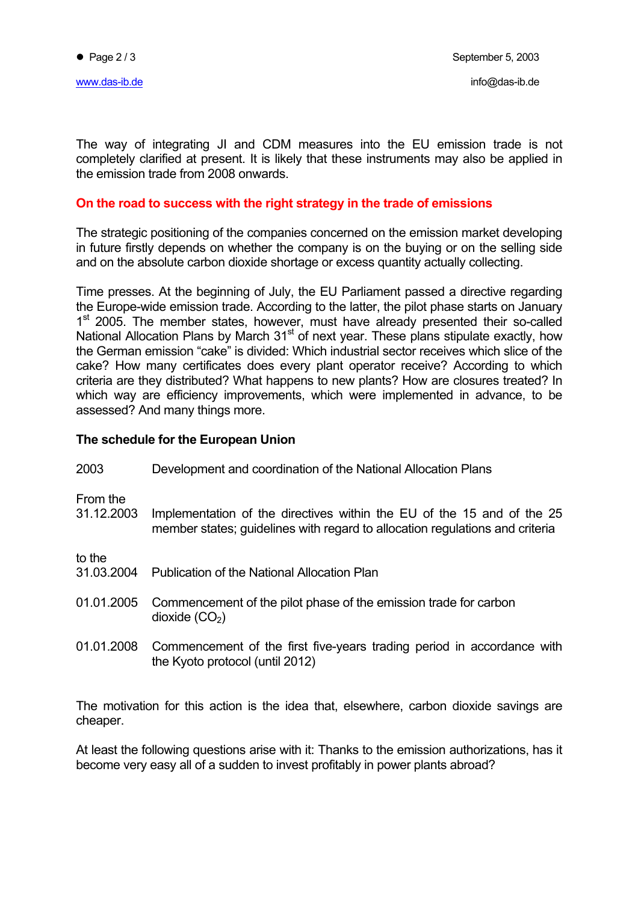The way of integrating JI and CDM measures into the EU emission trade is not completely clarified at present. It is likely that these instruments may also be applied in the emission trade from 2008 onwards.

## On the road to success with the right strategy in the trade of emissions

The strategic positioning of the companies concerned on the emission market developing in future firstly depends on whether the company is on the buying or on the selling side and on the absolute carbon dioxide shortage or excess quantity actually collecting.

Time presses. At the beginning of July, the EU Parliament passed a directive regarding the Europe-wide emission trade. According to the latter, the pilot phase starts on January 1st 2005. The member states, however, must have already presented their so-called National Allocation Plans by March 31st of next year. These plans stipulate exactly, how the German emission "cake" is divided: Which industrial sector receives which slice of the cake? How many certificates does every plant operator receive? According to which criteria are they distributed? What happens to new plants? How are closures treated? In which way are efficiency improvements, which were implemented in advance, to be assessed? And many things more.

### The schedule for the European Union

| | |
|---|---|
| 2003 | Development and coordination of the National Allocation Plans |
| From the 31.12.2003 | Implementation of the directives within the EU of the 15 and of the 25 member states; guidelines with regard to allocation regulations and criteria |
| to the 31.03.2004 | Publication of the National Allocation Plan |
| 01.01.2005 | Commencement of the pilot phase of the emission trade for carbon dioxide ($CO_2$) |
| 01.01.2008 | Commencement of the first five-years trading period in accordance with the Kyoto protocol (until 2012) |

The motivation for this action is the idea that, elsewhere, carbon dioxide savings are cheaper.

At least the following questions arise with it: Thanks to the emission authorizations, has it become very easy all of a sudden to invest profitably in power plants abroad?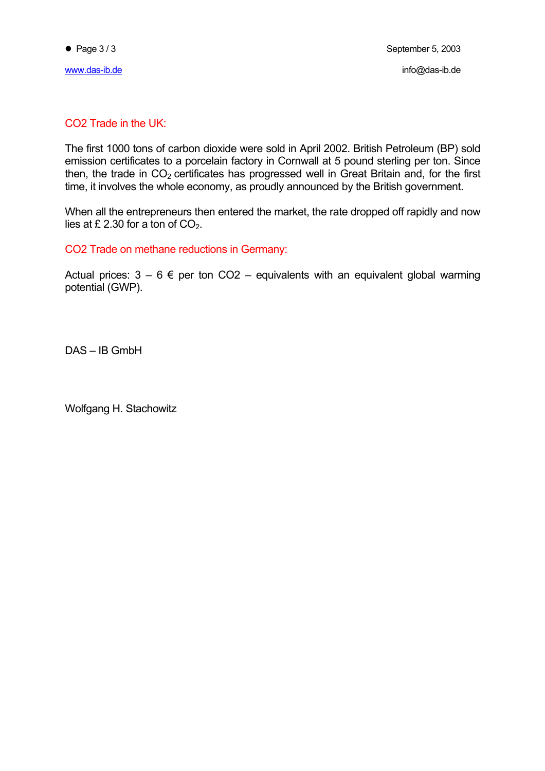## CO2 Trade in the UK:

The first 1000 tons of carbon dioxide were sold in April 2002. British Petroleum (BP) sold emission certificates to a porcelain factory in Cornwall at 5 pound sterling per ton. Since then, the trade in $CO_2$ certificates has progressed well in Great Britain and, for the first time, it involves the whole economy, as proudly announced by the British government.

When all the entrepreneurs then entered the market, the rate dropped off rapidly and now lies at £ 2.30 for a ton of $CO_2$.

## CO2 Trade on methane reductions in Germany:

Actual prices: 3 – 6 € per ton CO2 – equivalents with an equivalent global warming potential (GWP).

DAS – IB GmbH

Wolfgang H. Stachowitz